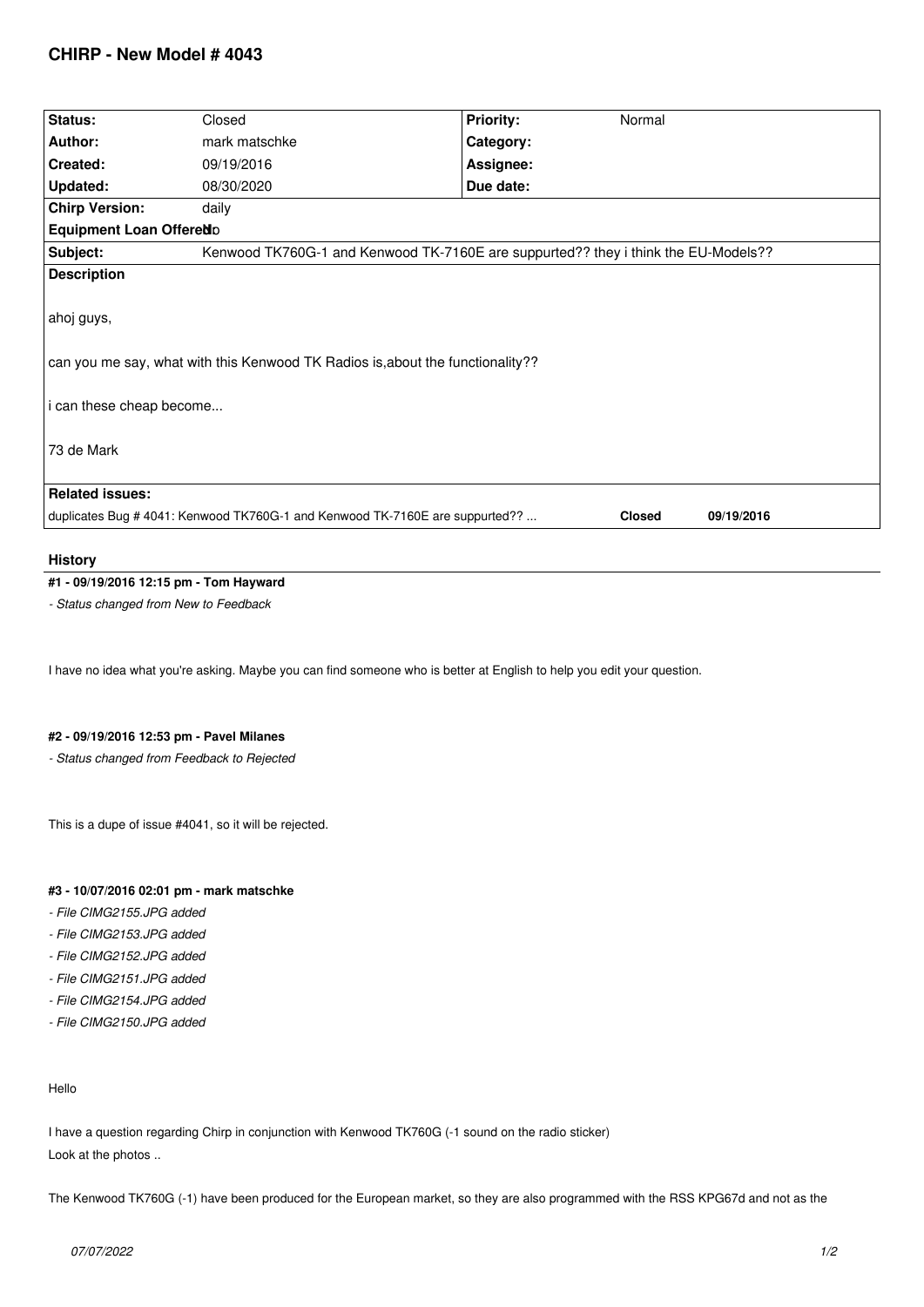# CHIRP - New Model # 4043

| Status: | Closed | Priority: | Normal |
|---|---|---|---|
| Author: | mark matschke | Category: | |
| Created: | 09/19/2016 | Assignee: | |
| Updated: | 08/30/2020 | Due date: | |
| Chirp Version: | daily | | |
| Equipment Loan Offered: | No | | |
| Subject: | Kenwood TK760G-1 and Kenwood TK-7160E are suppurted?? they i think the EU-Models?? | | |

**Description**

ahoj guys,

can you me say, what with this Kenwood TK Radios is,about the functionality??

i can these cheap become...

73 de Mark

**Related issues:**

| | | |
|---|---|---|
| duplicates Bug # 4041: Kenwood TK760G-1 and Kenwood TK-7160E are suppurted?? ... | **Closed** | **09/19/2016** |

## History

#### #1 - 09/19/2016 12:15 pm - Tom Hayward

*- Status changed from New to Feedback*

I have no idea what you're asking. Maybe you can find someone who is better at English to help you edit your question.

#### #2 - 09/19/2016 12:53 pm - Pavel Milanes

*- Status changed from Feedback to Rejected*

This is a dupe of issue #4041, so it will be rejected.

#### #3 - 10/07/2016 02:01 pm - mark matschke

*- File CIMG2155.JPG added*
*- File CIMG2153.JPG added*
*- File CIMG2152.JPG added*
*- File CIMG2151.JPG added*
*- File CIMG2154.JPG added*
*- File CIMG2150.JPG added*

Hello

I have a question regarding Chirp in conjunction with Kenwood TK760G (-1 sound on the radio sticker)
Look at the photos ..

The Kenwood TK760G (-1) have been produced for the European market, so they are also programmed with the RSS KPG67d and not as the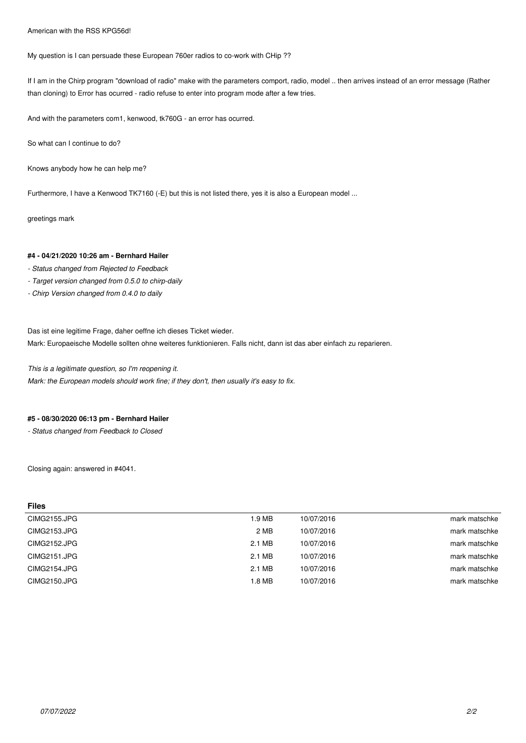American with the RSS KPG56d!

My question is I can persuade these European 760er radios to co-work with CHip ??

If I am in the Chirp program "download of radio" make with the parameters comport, radio, model .. then arrives instead of an error message (Rather than cloning) to Error has ocurred - radio refuse to enter into program mode after a few tries.

And with the parameters com1, kenwood, tk760G - an error has ocurred.

So what can I continue to do?

Knows anybody how he can help me?

Furthermore, I have a Kenwood TK7160 (-E) but this is not listed there, yes it is also a European model ...

greetings mark

#### #4 - 04/21/2020 10:26 am - Bernhard Hailer

- *Status changed from Rejected to Feedback*
- *Target version changed from 0.5.0 to chirp-daily*
- *Chirp Version changed from 0.4.0 to daily*

Das ist eine legitime Frage, daher oeffne ich dieses Ticket wieder.
Mark: Europaeische Modelle sollten ohne weiteres funktionieren. Falls nicht, dann ist das aber einfach zu reparieren.

*This is a legitimate question, so I'm reopening it.*
*Mark: the European models should work fine; if they don't, then usually it's easy to fix.*

#### #5 - 08/30/2020 06:13 pm - Bernhard Hailer

- *Status changed from Feedback to Closed*

Closing again: answered in #4041.

### Files

| | | | |
|---|---|---|---|
| CIMG2155.JPG | 1.9 MB | 10/07/2016 | mark matschke |
| CIMG2153.JPG | 2 MB | 10/07/2016 | mark matschke |
| CIMG2152.JPG | 2.1 MB | 10/07/2016 | mark matschke |
| CIMG2151.JPG | 2.1 MB | 10/07/2016 | mark matschke |
| CIMG2154.JPG | 2.1 MB | 10/07/2016 | mark matschke |
| CIMG2150.JPG | 1.8 MB | 10/07/2016 | mark matschke |